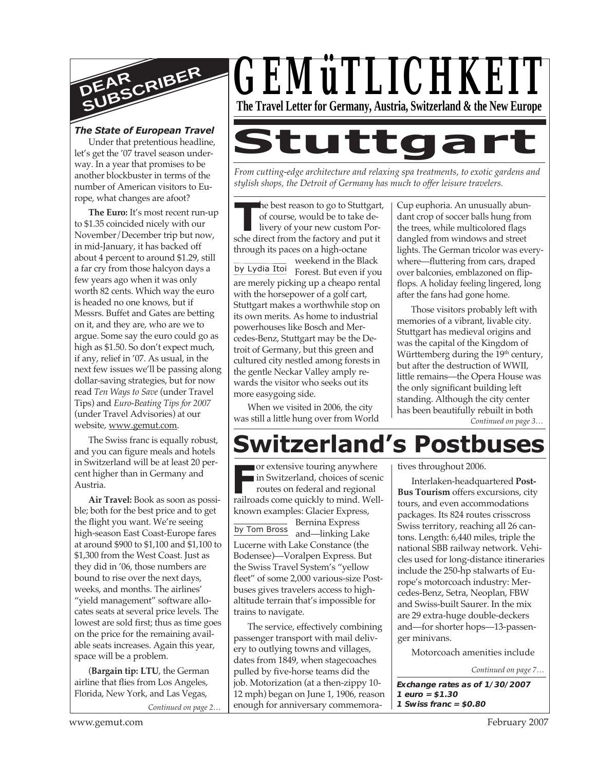# GEMüTLICHKEIT

**The Travel Letter for Germany, Austria, Switzerland & the New Europe**

## DEAR SUBSCRIBER

### *The State of European Travel*

Under that pretentious headline, let's get the '07 travel season underway. In a year that promises to be another blockbuster in terms of the number of American visitors to Europe, what changes are afoot?

**The Euro:** It's most recent run-up to $1.35 coincided nicely with our November/December trip but now, in mid-January, it has backed off about 4 percent to around $1.29, still a far cry from those halcyon days a few years ago when it was only worth 82 cents. Which way the euro is headed no one knows, but if Messrs. Buffet and Gates are betting on it, and they are, who are we to argue. Some say the euro could go as high as $1.50. So don't expect much, if any, relief in '07. As usual, in the next few issues we'll be passing along dollar-saving strategies, but for now read *Ten Ways to Save* (under Travel Tips) and *Euro-Beating Tips for 2007* (under Travel Advisories) at our website, www.gemut.com.

The Swiss franc is equally robust, and you can figure meals and hotels in Switzerland will be at least 20 percent higher than in Germany and Austria.

**Air Travel:** Book as soon as possible; both for the best price and to get the flight you want. We're seeing high-season East Coast-Europe fares at around $900 to $1,100 and $1,100 to $1,300 from the West Coast. Just as they did in '06, those numbers are bound to rise over the next days, weeks, and months. The airlines' "yield management" software allocates seats at several price levels. The lowest are sold first; thus as time goes on the price for the remaining available seats increases. Again this year, space will be a problem.

(**Bargain tip: LTU**, the German airline that flies from Los Angeles, Florida, New York, and Las Vegas,

*Continued on page 2…*

# Stuttgart

*From cutting-edge architecture and relaxing spa treatments, to exotic gardens and stylish shops, the Detroit of Germany has much to offer leisure travelers.*

by Lydia Itoi

The best reason to go to Stuttgart, of course, would be to take delivery of your new custom Porsche direct from the factory and put it through its paces on a high-octane weekend in the Black Forest. But even if you are merely picking up a cheapo rental with the horsepower of a golf cart, Stuttgart makes a worthwhile stop on its own merits. As home to industrial powerhouses like Bosch and Mercedes-Benz, Stuttgart may be the Detroit of Germany, but this green and cultured city nestled among forests in the gentle Neckar Valley amply rewards the visitor who seeks out its more easygoing side.

When we visited in 2006, the city was still a little hung over from World Cup euphoria. An unusually abundant crop of soccer balls hung from the trees, while multicolored flags dangled from windows and street lights. The German tricolor was everywhere—fluttering from cars, draped over balconies, emblazoned on flip-flops. A holiday feeling lingered, long after the fans had gone home.

Those visitors probably left with memories of a vibrant, livable city. Stuttgart has medieval origins and was the capital of the Kingdom of Württemberg during the 19th century, but after the destruction of WWII, little remains—the Opera House was the only significant building left standing. Although the city center has been beautifully rebuilt in both

*Continued on page 3…*

# Switzerland's Postbuses

by Tom Bross

For extensive touring anywhere in Switzerland, choices of scenic routes on federal and regional railroads come quickly to mind. Well-known examples: Glacier Express, Bernina Express and—linking Lake Lucerne with Lake Constance (the Bodensee)—Voralpen Express. But the Swiss Travel System's "yellow fleet" of some 2,000 various-size Postbuses gives travelers access to high-altitude terrain that's impossible for trains to navigate.

The service, effectively combining passenger transport with mail delivery to outlying towns and villages, dates from 1849, when stagecoaches pulled by five-horse teams did the job. Motorization (at a then-zippy 10-12 mph) began on June 1, 1906, reason enough for anniversary commemoratives throughout 2006.

Interlaken-headquartered **PostBus Tourism** offers excursions, city tours, and even accommodations packages. Its 824 routes crisscross Swiss territory, reaching all 26 cantons. Length: 6,440 miles, triple the national SBB railway network. Vehicles used for long-distance itineraries include the 250-hp stalwarts of Europe's motorcoach industry: Mercedes-Benz, Setra, Neoplan, FBW and Swiss-built Saurer. In the mix are 29 extra-huge double-deckers and—for shorter hops—13-passenger minivans.

Motorcoach amenities include

*Continued on page 7…*

***Exchange rates as of 1/30/2007***
***1 euro = $1.30***
***1 Swiss franc = $0.80***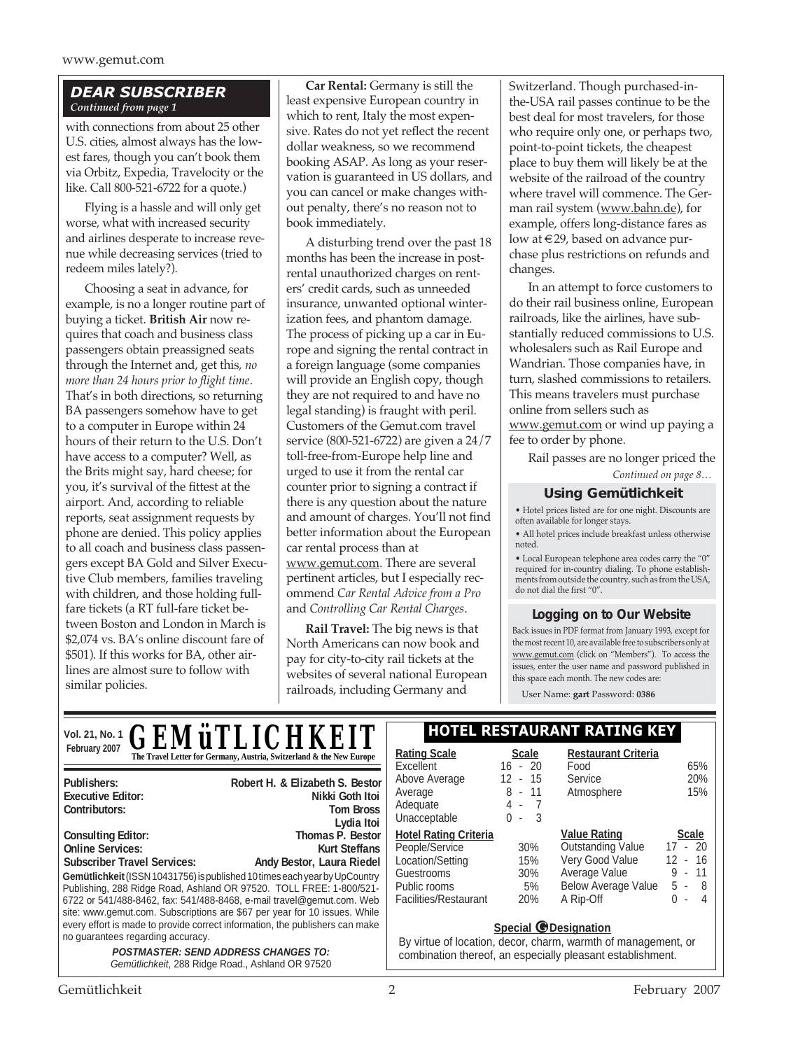## DEAR SUBSCRIBER

*Continued from page 1*

with connections from about 25 other U.S. cities, almost always has the lowest fares, though you can't book them via Orbitz, Expedia, Travelocity or the like. Call 800-521-6722 for a quote.)

Flying is a hassle and will only get worse, what with increased security and airlines desperate to increase revenue while decreasing services (tried to redeem miles lately?).

Choosing a seat in advance, for example, is no a longer routine part of buying a ticket. **British Air** now requires that coach and business class passengers obtain preassigned seats through the Internet and, get this, *no more than 24 hours prior to flight time*. That's in both directions, so returning BA passengers somehow have to get to a computer in Europe within 24 hours of their return to the U.S. Don't have access to a computer? Well, as the Brits might say, hard cheese; for you, it's survival of the fittest at the airport. And, according to reliable reports, seat assignment requests by phone are denied. This policy applies to all coach and business class passengers except BA Gold and Silver Executive Club members, families traveling with children, and those holding full-fare tickets (a RT full-fare ticket between Boston and London in March is $2,074 vs. BA's online discount fare of $501). If this works for BA, other airlines are almost sure to follow with similar policies.

**Car Rental:** Germany is still the least expensive European country in which to rent, Italy the most expensive. Rates do not yet reflect the recent dollar weakness, so we recommend booking ASAP. As long as your reservation is guaranteed in US dollars, and you can cancel or make changes without penalty, there's no reason not to book immediately.

A disturbing trend over the past 18 months has been the increase in post-rental unauthorized charges on renters' credit cards, such as unneeded insurance, unwanted optional winterization fees, and phantom damage. The process of picking up a car in Europe and signing the rental contract in a foreign language (some companies will provide an English copy, though they are not required to and have no legal standing) is fraught with peril. Customers of the Gemut.com travel service (800-521-6722) are given a 24/7 toll-free-from-Europe help line and urged to use it from the rental car counter prior to signing a contract if there is any question about the nature and amount of charges. You'll not find better information about the European car rental process than at www.gemut.com. There are several pertinent articles, but I especially recommend *Car Rental Advice from a Pro* and *Controlling Car Rental Charges*.

**Rail Travel:** The big news is that North Americans can now book and pay for city-to-city rail tickets at the websites of several national European railroads, including Germany and Switzerland. Though purchased-in-the-USA rail passes continue to be the best deal for most travelers, for those who require only one, or perhaps two, point-to-point tickets, the cheapest place to buy them will likely be at the website of the railroad of the country where travel will commence. The German rail system (www.bahn.de), for example, offers long-distance fares as low at €29, based on advance purchase plus restrictions on refunds and changes.

In an attempt to force customers to do their rail business online, European railroads, like the airlines, have substantially reduced commissions to U.S. wholesalers such as Rail Europe and Wandrian. Those companies have, in turn, slashed commissions to retailers. This means travelers must purchase online from sellers such as www.gemut.com or wind up paying a fee to order by phone.

Rail passes are no longer priced the

*Continued on page 8…*

### Using Gemütlichkeit

- Hotel prices listed are for one night. Discounts are often available for longer stays.
- All hotel prices include breakfast unless otherwise noted.
- Local European telephone area codes carry the "0" required for in-country dialing. To phone establishments from outside the country, such as from the USA, do not dial the first "0".

### Logging on to Our Website

Back issues in PDF format from January 1993, except for the most recent 10, are available free to subscribers only at www.gemut.com (click on "Members"). To access the issues, enter the user name and password published in this space each month. The new codes are:

User Name: **gart** Password: **0386**

---

**Vol. 21, No. 1 February 2007**

# GEMüTLICHKEIT

**The Travel Letter for Germany, Austria, Switzerland & the New Europe**

| | |
|---|---|
| **Publishers:** | **Robert H. & Elizabeth S. Bestor** |
| **Executive Editor:** | **Nikki Goth Itoi** |
| **Contributors:** | **Tom Bross** |
| | **Lydia Itoi** |
| **Consulting Editor:** | **Thomas P. Bestor** |
| **Online Services:** | **Kurt Steffans** |
| **Subscriber Travel Services:** | **Andy Bestor, Laura Riedel** |

**Gemütlichkeit** (ISSN 10431756) is published 10 times each year by UpCountry Publishing, 288 Ridge Road, Ashland OR 97520. TOLL FREE: 1-800/521-6722 or 541/488-8462, fax: 541/488-8468, e-mail travel@gemut.com. Web site: www.gemut.com. Subscriptions are $67 per year for 10 issues. While every effort is made to provide correct information, the publishers can make no guarantees regarding accuracy.

***POSTMASTER: SEND ADDRESS CHANGES TO:***
*Gemütlichkeit, 288 Ridge Road., Ashland OR 97520*

### HOTEL RESTAURANT RATING KEY

| Rating Scale | Scale |
|---|---|
| Excellent | 16 - 20 |
| Above Average | 12 - 15 |
| Average | 8 - 11 |
| Adequate | 4 - 7 |
| Unacceptable | 0 - 3 |

| Restaurant Criteria | |
|---|---|
| Food | 65% |
| Service | 20% |
| Atmosphere | 15% |

| Hotel Rating Criteria | |
|---|---|
| People/Service | 30% |
| Location/Setting | 15% |
| Guestrooms | 30% |
| Public rooms | 5% |
| Facilities/Restaurant | 20% |

| Value Rating | Scale |
|---|---|
| Outstanding Value | 17 - 20 |
| Very Good Value | 12 - 16 |
| Average Value | 9 - 11 |
| Below Average Value | 5 - 8 |
| A Rip-Off | 0 - 4 |

**Special G Designation**

By virtue of location, decor, charm, warmth of management, or combination thereof, an especially pleasant establishment.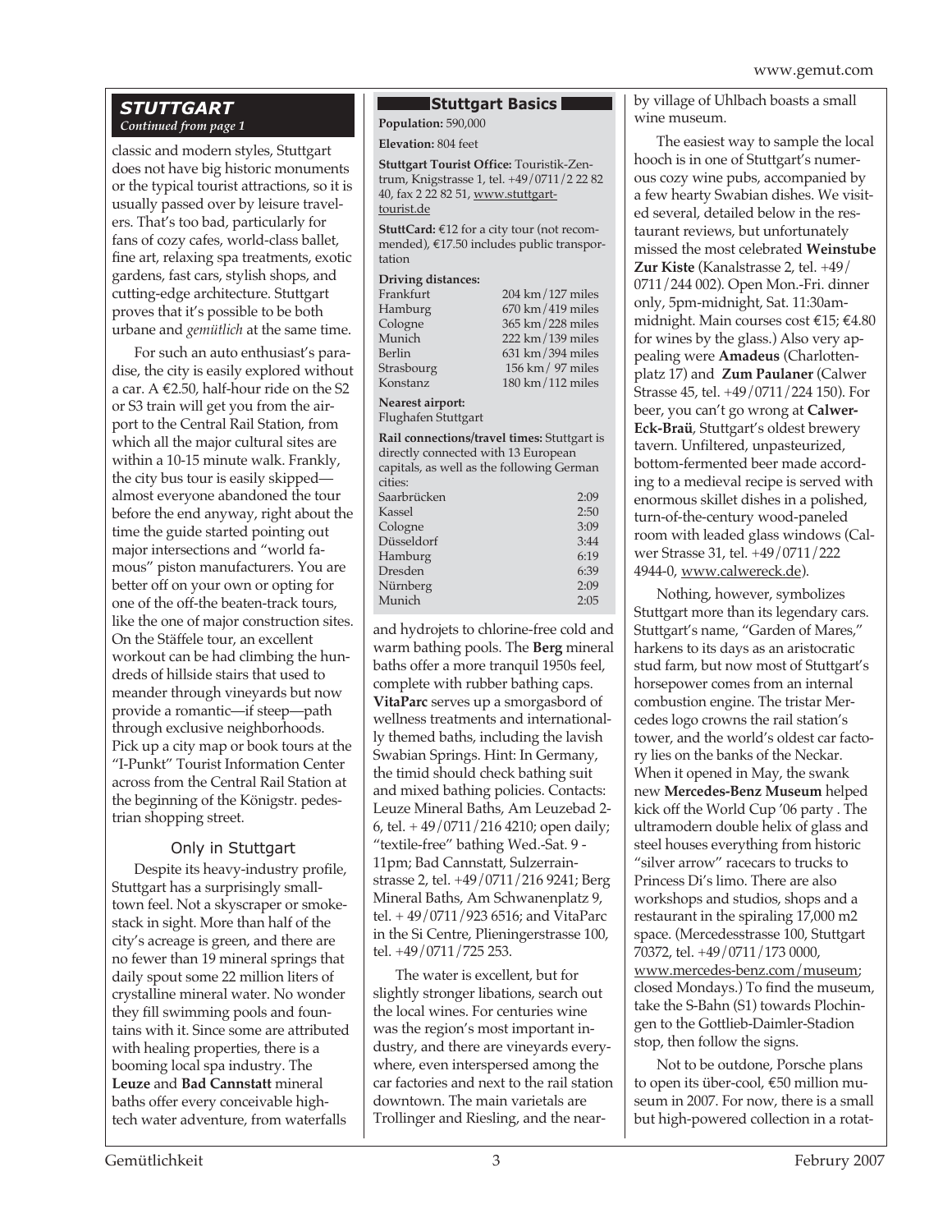## STUTTGART

*Continued from page 1*

classic and modern styles, Stuttgart does not have big historic monuments or the typical tourist attractions, so it is usually passed over by leisure travelers. That's too bad, particularly for fans of cozy cafes, world-class ballet, fine art, relaxing spa treatments, exotic gardens, fast cars, stylish shops, and cutting-edge architecture. Stuttgart proves that it's possible to be both urbane and *gemütlich* at the same time.

For such an auto enthusiast's paradise, the city is easily explored without a car. A €2.50, half-hour ride on the S2 or S3 train will get you from the airport to the Central Rail Station, from which all the major cultural sites are within a 10-15 minute walk. Frankly, the city bus tour is easily skipped—almost everyone abandoned the tour before the end anyway, right about the time the guide started pointing out major intersections and "world famous" piston manufacturers. You are better off on your own or opting for one of the off-the beaten-track tours, like the one of major construction sites. On the Stäffele tour, an excellent workout can be had climbing the hundreds of hillside stairs that used to meander through vineyards but now provide a romantic—if steep—path through exclusive neighborhoods. Pick up a city map or book tours at the "I-Punkt" Tourist Information Center across from the Central Rail Station at the beginning of the Königstr. pedestrian shopping street.

### Only in Stuttgart

Despite its heavy-industry profile, Stuttgart has a surprisingly small-town feel. Not a skyscraper or smokestack in sight. More than half of the city's acreage is green, and there are no fewer than 19 mineral springs that daily spout some 22 million liters of crystalline mineral water. No wonder they fill swimming pools and fountains with it. Since some are attributed with healing properties, there is a booming local spa industry. The **Leuze** and **Bad Cannstatt** mineral baths offer every conceivable high-tech water adventure, from waterfalls and hydrojets to chlorine-free cold and warm bathing pools. The **Berg** mineral baths offer a more tranquil 1950s feel, complete with rubber bathing caps. **VitaParc** serves up a smorgasbord of wellness treatments and internationally themed baths, including the lavish Swabian Springs. Hint: In Germany, the timid should check bathing suit and mixed bathing policies. Contacts: Leuze Mineral Baths, Am Leuzebad 2-6, tel. + 49/0711/216 4210; open daily; "textile-free" bathing Wed.-Sat. 9 - 11pm; Bad Cannstatt, Sulzerrainstrasse 2, tel. +49/0711/216 9241; Berg Mineral Baths, Am Schwanenplatz 9, tel. + 49/0711/923 6516; and VitaParc in the Si Centre, Plieningerstrasse 100, tel. +49/0711/725 253.

The water is excellent, but for slightly stronger libations, search out the local wines. For centuries wine was the region's most important industry, and there are vineyards everywhere, even interspersed among the car factories and next to the rail station downtown. The main varietals are Trollinger and Riesling, and the nearby village of Uhlbach boasts a small wine museum.

The easiest way to sample the local hooch is in one of Stuttgart's numerous cozy wine pubs, accompanied by a few hearty Swabian dishes. We visited several, detailed below in the restaurant reviews, but unfortunately missed the most celebrated **Weinstube Zur Kiste** (Kanalstrasse 2, tel. +49/0711/244 002). Open Mon.-Fri. dinner only, 5pm-midnight, Sat. 11:30am-midnight. Main courses cost €15; €4.80 for wines by the glass.) Also very appealing were **Amadeus** (Charlottenplatz 17) and **Zum Paulaner** (Calwer Strasse 45, tel. +49/0711/224 150). For beer, you can't go wrong at **Calwer-Eck-Braü**, Stuttgart's oldest brewery tavern. Unfiltered, unpasteurized, bottom-fermented beer made according to a medieval recipe is served with enormous skillet dishes in a polished, turn-of-the-century wood-paneled room with leaded glass windows (Calwer Strasse 31, tel. +49/0711/222 4944-0, www.calwereck.de).

Nothing, however, symbolizes Stuttgart more than its legendary cars. Stuttgart's name, "Garden of Mares," harkens to its days as an aristocratic stud farm, but now most of Stuttgart's horsepower comes from an internal combustion engine. The tristar Mercedes logo crowns the rail station's tower, and the world's oldest car factory lies on the banks of the Neckar. When it opened in May, the swank new **Mercedes-Benz Museum** helped kick off the World Cup '06 party . The ultramodern double helix of glass and steel houses everything from historic "silver arrow" racecars to trucks to Princess Di's limo. There are also workshops and studios, shops and a restaurant in the spiraling 17,000 m2 space. (Mercedesstrasse 100, Stuttgart 70372, tel. +49/0711/173 0000, www.mercedes-benz.com/museum; closed Mondays.) To find the museum, take the S-Bahn (S1) towards Plochingen to the Gottlieb-Daimler-Stadion stop, then follow the signs.

Not to be outdone, Porsche plans to open its über-cool, €50 million museum in 2007. For now, there is a small but high-powered collection in a rotat-

### Stuttgart Basics

**Population:** 590,000

**Elevation:** 804 feet

**Stuttgart Tourist Office:** Touristik-Zentrum, Knigstrasse 1, tel. +49/0711/2 22 82 40, fax 2 22 82 51, www.stuttgart-tourist.de

**StuttCard:** €12 for a city tour (not recommended), €17.50 includes public transportation

**Driving distances:**

| | |
|---|---|
| Frankfurt | 204 km/127 miles |
| Hamburg | 670 km/419 miles |
| Cologne | 365 km/228 miles |
| Munich | 222 km/139 miles |
| Berlin | 631 km/394 miles |
| Strasbourg | 156 km/ 97 miles |
| Konstanz | 180 km/112 miles |

**Nearest airport:** Flughafen Stuttgart

**Rail connections/travel times:** Stuttgart is directly connected with 13 European capitals, as well as the following German cities:

| | |
|---|---|
| Saarbrücken | 2:09 |
| Kassel | 2:50 |
| Cologne | 3:09 |
| Düsseldorf | 3:44 |
| Hamburg | 6:19 |
| Dresden | 6:39 |
| Nürnberg | 2:09 |
| Munich | 2:05 |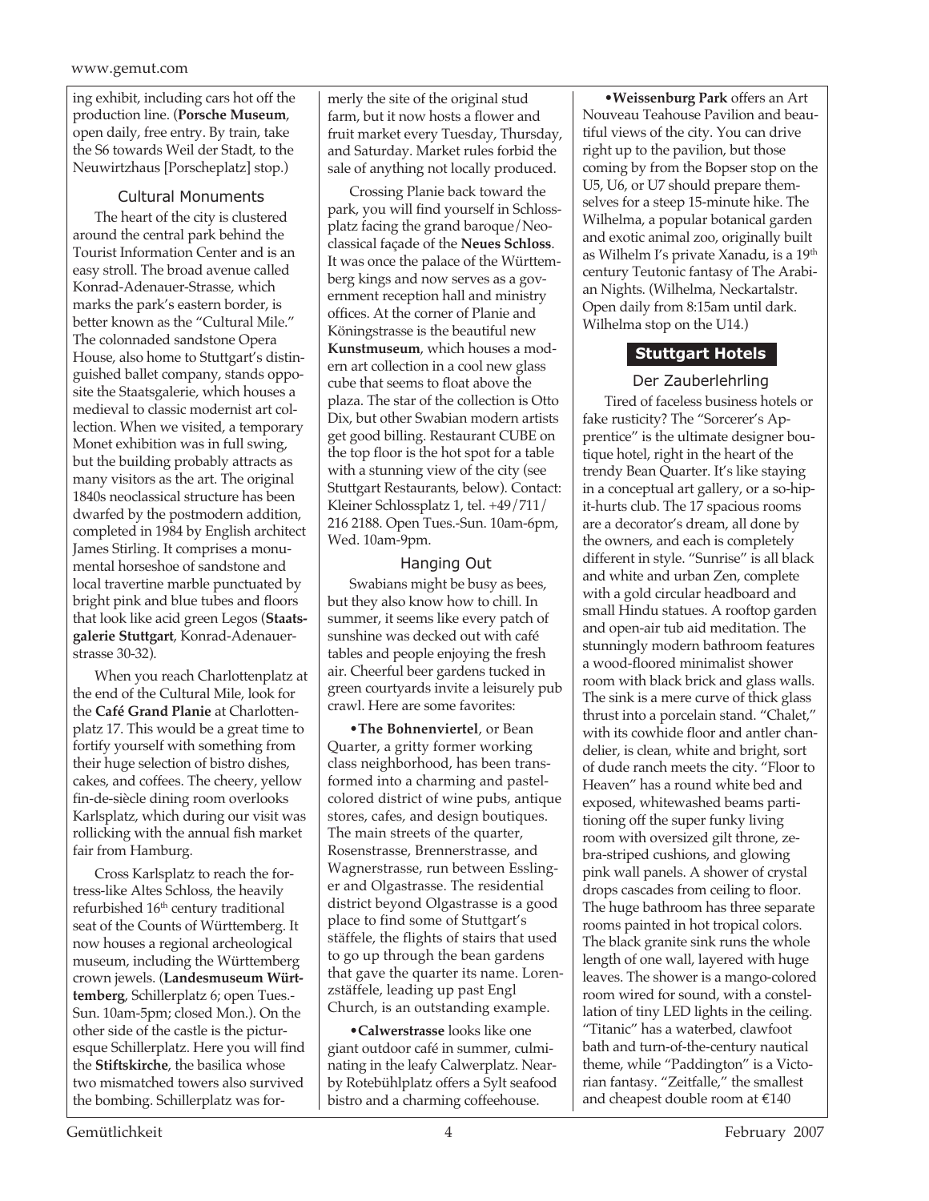ing exhibit, including cars hot off the production line. (**Porsche Museum**, open daily, free entry. By train, take the S6 towards Weil der Stadt, to the Neuwirtzhaus [Porscheplatz] stop.)

### Cultural Monuments

The heart of the city is clustered around the central park behind the Tourist Information Center and is an easy stroll. The broad avenue called Konrad-Adenauer-Strasse, which marks the park's eastern border, is better known as the "Cultural Mile." The colonnaded sandstone Opera House, also home to Stuttgart's distinguished ballet company, stands opposite the Staatsgalerie, which houses a medieval to classic modernist art collection. When we visited, a temporary Monet exhibition was in full swing, but the building probably attracts as many visitors as the art. The original 1840s neoclassical structure has been dwarfed by the postmodern addition, completed in 1984 by English architect James Stirling. It comprises a monumental horseshoe of sandstone and local travertine marble punctuated by bright pink and blue tubes and floors that look like acid green Legos (**Staatsgalerie Stuttgart**, Konrad-Adenauerstrasse 30-32).

When you reach Charlottenplatz at the end of the Cultural Mile, look for the **Café Grand Planie** at Charlottenplatz 17. This would be a great time to fortify yourself with something from their huge selection of bistro dishes, cakes, and coffees. The cheery, yellow fin-de-siècle dining room overlooks Karlsplatz, which during our visit was rollicking with the annual fish market fair from Hamburg.

Cross Karlsplatz to reach the fortress-like Altes Schloss, the heavily refurbished 16th century traditional seat of the Counts of Württemberg. It now houses a regional archeological museum, including the Württemberg crown jewels. (**Landesmuseum Württemberg**, Schillerplatz 6; open Tues.-Sun. 10am-5pm; closed Mon.). On the other side of the castle is the picturesque Schillerplatz. Here you will find the **Stiftskirche**, the basilica whose two mismatched towers also survived the bombing. Schillerplatz was formerly the site of the original stud farm, but it now hosts a flower and fruit market every Tuesday, Thursday, and Saturday. Market rules forbid the sale of anything not locally produced.

Crossing Planie back toward the park, you will find yourself in Schlossplatz facing the grand baroque/Neoclassical façade of the **Neues Schloss**. It was once the palace of the Württemberg kings and now serves as a government reception hall and ministry offices. At the corner of Planie and Köningstrasse is the beautiful new **Kunstmuseum**, which houses a modern art collection in a cool new glass cube that seems to float above the plaza. The star of the collection is Otto Dix, but other Swabian modern artists get good billing. Restaurant CUBE on the top floor is the hot spot for a table with a stunning view of the city (see Stuttgart Restaurants, below). Contact: Kleiner Schlossplatz 1, tel. +49/711/216 2188. Open Tues.-Sun. 10am-6pm, Wed. 10am-9pm.

### Hanging Out

Swabians might be busy as bees, but they also know how to chill. In summer, it seems like every patch of sunshine was decked out with café tables and people enjoying the fresh air. Cheerful beer gardens tucked in green courtyards invite a leisurely pub crawl. Here are some favorites:

•**The Bohnenviertel**, or Bean Quarter, a gritty former working class neighborhood, has been transformed into a charming and pastel-colored district of wine pubs, antique stores, cafes, and design boutiques. The main streets of the quarter, Rosenstrasse, Brennerstrasse, and Wagnerstrasse, run between Esslinger and Olgastrasse. The residential district beyond Olgastrasse is a good place to find some of Stuttgart's stäffele, the flights of stairs that used to go up through the bean gardens that gave the quarter its name. Lorenzstäffele, leading up past Engl Church, is an outstanding example.

•**Calwerstrasse** looks like one giant outdoor café in summer, culminating in the leafy Calwerplatz. Nearby Rotebühlplatz offers a Sylt seafood bistro and a charming coffeehouse.

•**Weissenburg Park** offers an Art Nouveau Teahouse Pavilion and beautiful views of the city. You can drive right up to the pavilion, but those coming by from the Bopser stop on the U5, U6, or U7 should prepare themselves for a steep 15-minute hike. The Wilhelma, a popular botanical garden and exotic animal zoo, originally built as Wilhelm I's private Xanadu, is a 19th century Teutonic fantasy of The Arabian Nights. (Wilhelma, Neckartalstr. Open daily from 8:15am until dark. Wilhelma stop on the U14.)

## Stuttgart Hotels

### Der Zauberlehrling

Tired of faceless business hotels or fake rusticity? The "Sorcerer's Apprentice" is the ultimate designer boutique hotel, right in the heart of the trendy Bean Quarter. It's like staying in a conceptual art gallery, or a so-hip-it-hurts club. The 17 spacious rooms are a decorator's dream, all done by the owners, and each is completely different in style. "Sunrise" is all black and white and urban Zen, complete with a gold circular headboard and small Hindu statues. A rooftop garden and open-air tub aid meditation. The stunningly modern bathroom features a wood-floored minimalist shower room with black brick and glass walls. The sink is a mere curve of thick glass thrust into a porcelain stand. "Chalet," with its cowhide floor and antler chandelier, is clean, white and bright, sort of dude ranch meets the city. "Floor to Heaven" has a round white bed and exposed, whitewashed beams partitioning off the super funky living room with oversized gilt throne, zebra-striped cushions, and glowing pink wall panels. A shower of crystal drops cascades from ceiling to floor. The huge bathroom has three separate rooms painted in hot tropical colors. The black granite sink runs the whole length of one wall, layered with huge leaves. The shower is a mango-colored room wired for sound, with a constellation of tiny LED lights in the ceiling. "Titanic" has a waterbed, clawfoot bath and turn-of-the-century nautical theme, while "Paddington" is a Victorian fantasy. "Zeitfalle," the smallest and cheapest double room at €140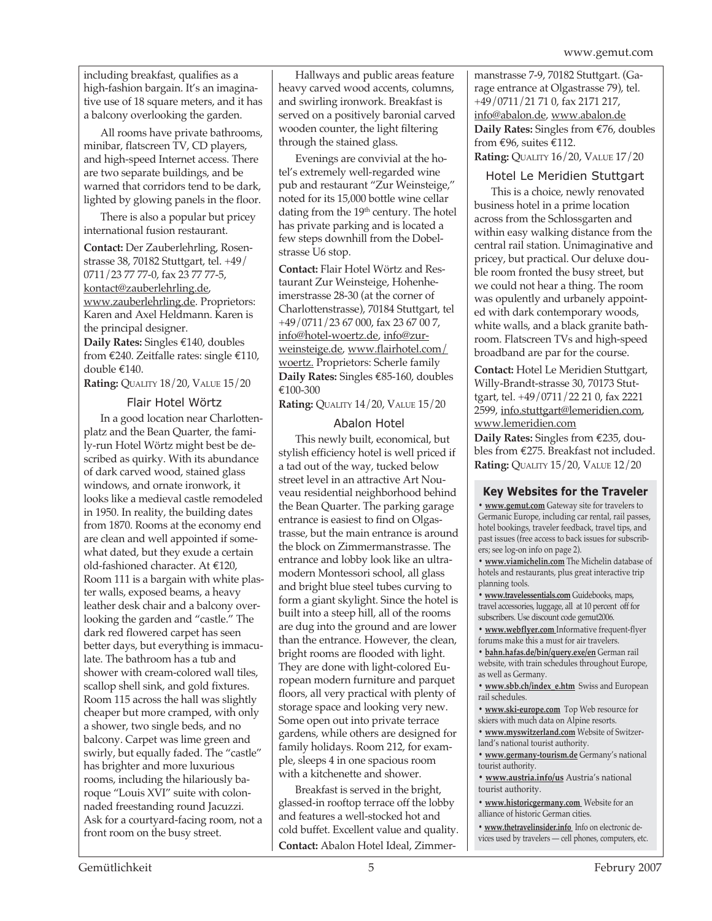including breakfast, qualifies as a high-fashion bargain. It's an imaginative use of 18 square meters, and it has a balcony overlooking the garden.

All rooms have private bathrooms, minibar, flatscreen TV, CD players, and high-speed Internet access. There are two separate buildings, and be warned that corridors tend to be dark, lighted by glowing panels in the floor.

There is also a popular but pricey international fusion restaurant.

**Contact:** Der Zauberlehrling, Rosenstrasse 38, 70182 Stuttgart, tel. +49/0711/23 77 77-0, fax 23 77 77-5, kontact@zauberlehrling.de, www.zauberlehrling.de. Proprietors: Karen and Axel Heldmann. Karen is the principal designer.
**Daily Rates:** Singles €140, doubles from €240. Zeitfalle rates: single €110, double €140.
**Rating:** QUALITY 18/20, VALUE 15/20

### Flair Hotel Wörtz

In a good location near Charlottenplatz and the Bean Quarter, the family-run Hotel Wörtz might best be described as quirky. With its abundance of dark carved wood, stained glass windows, and ornate ironwork, it looks like a medieval castle remodeled in 1950. In reality, the building dates from 1870. Rooms at the economy end are clean and well appointed if somewhat dated, but they exude a certain old-fashioned character. At €120, Room 111 is a bargain with white plaster walls, exposed beams, a heavy leather desk chair and a balcony overlooking the garden and "castle." The dark red flowered carpet has seen better days, but everything is immaculate. The bathroom has a tub and shower with cream-colored wall tiles, scallop shell sink, and gold fixtures. Room 115 across the hall was slightly cheaper but more cramped, with only a shower, two single beds, and no balcony. Carpet was lime green and swirly, but equally faded. The "castle" has brighter and more luxurious rooms, including the hilariously baroque "Louis XVI" suite with colonnaded freestanding round Jacuzzi. Ask for a courtyard-facing room, not a front room on the busy street.

Hallways and public areas feature heavy carved wood accents, columns, and swirling ironwork. Breakfast is served on a positively baronial carved wooden counter, the light filtering through the stained glass.

Evenings are convivial at the hotel's extremely well-regarded wine pub and restaurant "Zur Weinsteige," noted for its 15,000 bottle wine cellar dating from the 19th century. The hotel has private parking and is located a few steps downhill from the Dobelstrasse U6 stop.

**Contact:** Flair Hotel Wörtz and Restaurant Zur Weinsteige, Hohenheimerstrasse 28-30 (at the corner of Charlottenstrasse), 70184 Stuttgart, tel +49/0711/23 67 000, fax 23 67 00 7, info@hotel-woertz.de, info@zur-weinsteige.de, www.flairhotel.com/woertz. Proprietors: Scherle family
**Daily Rates:** Singles €85-160, doubles €100-300
**Rating:** QUALITY 14/20, VALUE 15/20

### Abalon Hotel

This newly built, economical, but stylish efficiency hotel is well priced if a tad out of the way, tucked below street level in an attractive Art Nouveau residential neighborhood behind the Bean Quarter. The parking garage entrance is easiest to find on Olgastrasse, but the main entrance is around the block on Zimmermanstrasse. The entrance and lobby look like an ultramodern Montessori school, all glass and bright blue steel tubes curving to form a giant skylight. Since the hotel is built into a steep hill, all of the rooms are dug into the ground and are lower than the entrance. However, the clean, bright rooms are flooded with light. They are done with light-colored European modern furniture and parquet floors, all very practical with plenty of storage space and looking very new. Some open out into private terrace gardens, while others are designed for family holidays. Room 212, for example, sleeps 4 in one spacious room with a kitchenette and shower.

Breakfast is served in the bright, glassed-in rooftop terrace off the lobby and features a well-stocked hot and cold buffet. Excellent value and quality.

**Contact:** Abalon Hotel Ideal, Zimmermanstrasse 7-9, 70182 Stuttgart. (Garage entrance at Olgastrasse 79), tel. +49/0711/21 71 0, fax 2171 217, info@abalon.de, www.abalon.de
**Daily Rates:** Singles from €76, doubles from €96, suites €112.
**Rating:** QUALITY 16/20, VALUE 17/20

### Hotel Le Meridien Stuttgart

This is a choice, newly renovated business hotel in a prime location across from the Schlossgarten and within easy walking distance from the central rail station. Unimaginative and pricey, but practical. Our deluxe double room fronted the busy street, but we could not hear a thing. The room was opulently and urbanely appointed with dark contemporary woods, white walls, and a black granite bathroom. Flatscreen TVs and high-speed broadband are par for the course.

**Contact:** Hotel Le Meridien Stuttgart, Willy-Brandt-strasse 30, 70173 Stuttgart, tel. +49/0711/22 21 0, fax 2221 2599, info.stuttgart@lemeridien.com, www.lemeridien.com
**Daily Rates:** Singles from €235, doubles from €275. Breakfast not included.
**Rating:** QUALITY 15/20, VALUE 12/20

### Key Websites for the Traveler

- **www.gemut.com** Gateway site for travelers to Germanic Europe, including car rental, rail passes, hotel bookings, traveler feedback, travel tips, and past issues (free access to back issues for subscribers; see log-on info on page 2).
- **www.viamichelin.com** The Michelin database of hotels and restaurants, plus great interactive trip planning tools.
- **www.travelessentials.com** Guidebooks, maps, travel accessories, luggage, all at 10 percent off for subscribers. Use discount code gemut2006.
- **www.webflyer.com** Informative frequent-flyer forums make this a must for air travelers.
- **bahn.hafas.de/bin/query.exe/en** German rail website, with train schedules throughout Europe, as well as Germany.
- **www.sbb.ch/index_e.htm** Swiss and European rail schedules.
- **www.ski-europe.com** Top Web resource for skiers with much data on Alpine resorts.
- **www.myswitzerland.com** Website of Switzerland's national tourist authority.
- **www.germany-tourism.de** Germany's national tourist authority.
- **www.austria.info/us** Austria's national tourist authority.
- **www.historicgermany.com** Website for an alliance of historic German cities.
- **www.thetravelinsider.info** Info on electronic devices used by travelers — cell phones, computers, etc.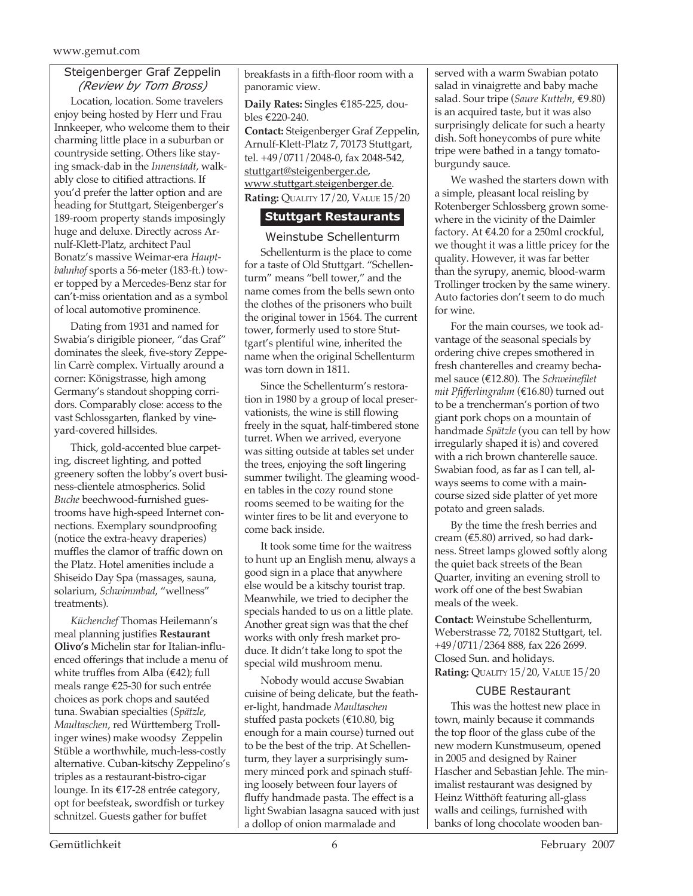### Steigenberger Graf Zeppelin
*(Review by Tom Bross)*

Location, location. Some travelers enjoy being hosted by Herr und Frau Innkeeper, who welcome them to their charming little place in a suburban or countryside setting. Others like staying smack-dab in the *Innenstadt*, walkably close to citified attractions. If you'd prefer the latter option and are heading for Stuttgart, Steigenberger's 189-room property stands imposingly huge and deluxe. Directly across Arnulf-Klett-Platz, architect Paul Bonatz's massive Weimar-era *Hauptbahnhof* sports a 56-meter (183-ft.) tower topped by a Mercedes-Benz star for can't-miss orientation and as a symbol of local automotive prominence.

Dating from 1931 and named for Swabia's dirigible pioneer, "das Graf" dominates the sleek, five-story Zeppelin Carrè complex. Virtually around a corner: Königstrasse, high among Germany's standout shopping corridors. Comparably close: access to the vast Schlossgarten, flanked by vineyard-covered hillsides.

Thick, gold-accented blue carpeting, discreet lighting, and potted greenery soften the lobby's overt business-clientele atmospherics. Solid *Buche* beechwood-furnished guestrooms have high-speed Internet connections. Exemplary soundproofing (notice the extra-heavy draperies) muffles the clamor of traffic down on the Platz. Hotel amenities include a Shiseido Day Spa (massages, sauna, solarium, *Schwimmbad*, "wellness" treatments).

*Küchenchef* Thomas Heilemann's meal planning justifies **Restaurant Olivo's** Michelin star for Italian-influenced offerings that include a menu of white truffles from Alba (€42); full meals range €25-30 for such entrée choices as pork chops and sautéed tuna. Swabian specialties (*Spätzle*, *Maultaschen*, red Württemberg Trollinger wines) make woodsy Zeppelin Stüble a worthwhile, much-less-costly alternative. Cuban-kitschy Zeppelino's triples as a restaurant-bistro-cigar lounge. In its €17-28 entrée category, opt for beefsteak, swordfish or turkey schnitzel. Guests gather for buffet breakfasts in a fifth-floor room with a panoramic view.

**Daily Rates:** Singles €185-225, doubles €220-240.

**Contact:** Steigenberger Graf Zeppelin, Arnulf-Klett-Platz 7, 70173 Stuttgart, tel. +49/0711/2048-0, fax 2048-542, stuttgart@steigenberger.de, www.stuttgart.steigenberger.de.

**Rating:** QUALITY 17/20, VALUE 15/20

## Stuttgart Restaurants

### Weinstube Schellenturm

Schellenturm is the place to come for a taste of Old Stuttgart. "Schellenturm" means "bell tower," and the name comes from the bells sewn onto the clothes of the prisoners who built the original tower in 1564. The current tower, formerly used to store Stuttgart's plentiful wine, inherited the name when the original Schellenturm was torn down in 1811.

Since the Schellenturm's restoration in 1980 by a group of local preservationists, the wine is still flowing freely in the squat, half-timbered stone turret. When we arrived, everyone was sitting outside at tables set under the trees, enjoying the soft lingering summer twilight. The gleaming wooden tables in the cozy round stone rooms seemed to be waiting for the winter fires to be lit and everyone to come back inside.

It took some time for the waitress to hunt up an English menu, always a good sign in a place that anywhere else would be a kitschy tourist trap. Meanwhile, we tried to decipher the specials handed to us on a little plate. Another great sign was that the chef works with only fresh market produce. It didn't take long to spot the special wild mushroom menu.

Nobody would accuse Swabian cuisine of being delicate, but the feather-light, handmade *Maultaschen* stuffed pasta pockets (€10.80, big enough for a main course) turned out to be the best of the trip. At Schellenturm, they layer a surprisingly summery minced pork and spinach stuffing loosely between four layers of fluffy handmade pasta. The effect is a light Swabian lasagna sauced with just a dollop of onion marmalade and served with a warm Swabian potato salad in vinaigrette and baby mache salad. Sour tripe (*Saure Kutteln*, €9.80) is an acquired taste, but it was also surprisingly delicate for such a hearty dish. Soft honeycombs of pure white tripe were bathed in a tangy tomato-burgundy sauce.

We washed the starters down with a simple, pleasant local reisling by Rotenberger Schlossberg grown somewhere in the vicinity of the Daimler factory. At €4.20 for a 250ml crockful, we thought it was a little pricey for the quality. However, it was far better than the syrupy, anemic, blood-warm Trollinger trocken by the same winery. Auto factories don't seem to do much for wine.

For the main courses, we took advantage of the seasonal specials by ordering chive crepes smothered in fresh chanterelles and creamy bechamel sauce (€12.80). The *Schweinefilet mit Pfifferlingrahm* (€16.80) turned out to be a trencherman's portion of two giant pork chops on a mountain of handmade *Spätzle* (you can tell by how irregularly shaped it is) and covered with a rich brown chanterelle sauce. Swabian food, as far as I can tell, always seems to come with a main-course sized side platter of yet more potato and green salads.

By the time the fresh berries and cream (€5.80) arrived, so had darkness. Street lamps glowed softly along the quiet back streets of the Bean Quarter, inviting an evening stroll to work off one of the best Swabian meals of the week.

**Contact:** Weinstube Schellenturm, Weberstrasse 72, 70182 Stuttgart, tel. +49/0711/2364 888, fax 226 2699. Closed Sun. and holidays.

**Rating:** QUALITY 15/20, VALUE 15/20

### CUBE Restaurant

This was the hottest new place in town, mainly because it commands the top floor of the glass cube of the new modern Kunstmuseum, opened in 2005 and designed by Rainer Hascher and Sebastian Jehle. The minimalist restaurant was designed by Heinz Witthöft featuring all-glass walls and ceilings, furnished with banks of long chocolate wooden ban-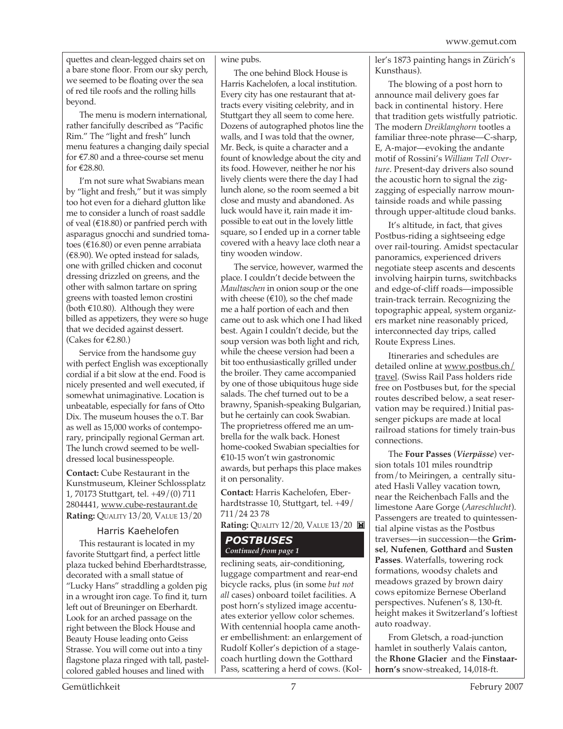quettes and clean-legged chairs set on a bare stone floor. From our sky perch, we seemed to be floating over the sea of red tile roofs and the rolling hills beyond.

The menu is modern international, rather fancifully described as "Pacific Rim." The "light and fresh" lunch menu features a changing daily special for €7.80 and a three-course set menu for €28.80.

I'm not sure what Swabians mean by "light and fresh," but it was simply too hot even for a diehard glutton like me to consider a lunch of roast saddle of veal (€18.80) or panfried perch with asparagus gnocchi and sundried tomatoes (€16.80) or even penne arrabiata (€8.90). We opted instead for salads, one with grilled chicken and coconut dressing drizzled on greens, and the other with salmon tartare on spring greens with toasted lemon crostini (both €10.80). Although they were billed as appetizers, they were so huge that we decided against dessert. (Cakes for €2.80.)

Service from the handsome guy with perfect English was exceptionally cordial if a bit slow at the end. Food is nicely presented and well executed, if somewhat unimaginative. Location is unbeatable, especially for fans of Otto Dix. The museum houses the o.T. Bar as well as 15,000 works of contemporary, principally regional German art. The lunch crowd seemed to be well-dressed local businesspeople.

**Contact:** Cube Restaurant in the Kunstmuseum, Kleiner Schlossplatz 1, 70173 Stuttgart, tel. +49/(0) 711 2804441, www.cube-restaurant.de
**Rating:** QUALITY 13/20, VALUE 13/20

### Harris Kaehelofen

This restaurant is located in my favorite Stuttgart find, a perfect little plaza tucked behind Eberhardtstrasse, decorated with a small statue of "Lucky Hans" straddling a golden pig in a wrought iron cage. To find it, turn left out of Breuninger on Eberhardt. Look for an arched passage on the right between the Block House and Beauty House leading onto Geiss Strasse. You will come out into a tiny flagstone plaza ringed with tall, pastel-colored gabled houses and lined with wine pubs.

The one behind Block House is Harris Kachelofen, a local institution. Every city has one restaurant that attracts every visiting celebrity, and in Stuttgart they all seem to come here. Dozens of autographed photos line the walls, and I was told that the owner, Mr. Beck, is quite a character and a fount of knowledge about the city and its food. However, neither he nor his lively clients were there the day I had lunch alone, so the room seemed a bit close and musty and abandoned. As luck would have it, rain made it impossible to eat out in the lovely little square, so I ended up in a corner table covered with a heavy lace cloth near a tiny wooden window.

The service, however, warmed the place. I couldn't decide between the *Maultaschen* in onion soup or the one with cheese (€10), so the chef made me a half portion of each and then came out to ask which one I had liked best. Again I couldn't decide, but the soup version was both light and rich, while the cheese version had been a bit too enthusiastically grilled under the broiler. They came accompanied by one of those ubiquitous huge side salads. The chef turned out to be a brawny, Spanish-speaking Bulgarian, but he certainly can cook Swabian. The proprietress offered me an umbrella for the walk back. Honest home-cooked Swabian specialties for €10-15 won't win gastronomic awards, but perhaps this place makes it on personality.

**Contact:** Harris Kachelofen, Eberhardtstrasse 10, Stuttgart, tel. +49/711/24 23 78
**Rating:** QUALITY 12/20, VALUE 13/20

## POSTBUSES
*Continued from page 1*

reclining seats, air-conditioning, luggage compartment and rear-end bicycle racks, plus (in some *but not all* cases) onboard toilet facilities. A post horn's stylized image accentuates exterior yellow color schemes. With centennial hoopla came another embellishment: an enlargement of Rudolf Koller's depiction of a stagecoach hurtling down the Gotthard Pass, scattering a herd of cows. (Koller's 1873 painting hangs in Zürich's Kunsthaus).

The blowing of a post horn to announce mail delivery goes far back in continental history. Here that tradition gets wistfully patriotic. The modern *Dreiklanghorn* tootles a familiar three-note phrase—C-sharp, E, A-major—evoking the andante motif of Rossini's *William Tell Overture*. Present-day drivers also sound the acoustic horn to signal the zigzagging of especially narrow mountainside roads and while passing through upper-altitude cloud banks.

It's altitude, in fact, that gives Postbus-riding a sightseeing edge over rail-touring. Amidst spectacular panoramics, experienced drivers negotiate steep ascents and descents involving hairpin turns, switchbacks and edge-of-cliff roads—impossible train-track terrain. Recognizing the topographic appeal, system organizers market nine reasonably priced, interconnected day trips, called Route Express Lines.

Itineraries and schedules are detailed online at www.postbus.ch/travel. (Swiss Rail Pass holders ride free on Postbuses but, for the special routes described below, a seat reservation may be required.) Initial passenger pickups are made at local railroad stations for timely train-bus connections.

The **Four Passes** (***Vierpässe***) version totals 101 miles roundtrip from/to Meiringen, a centrally situated Hasli Valley vacation town, near the Reichenbach Falls and the limestone Aare Gorge (*Aareschlucht*). Passengers are treated to quintessential alpine vistas as the Postbus traverses—in succession—the **Grimsel**, **Nufenen**, **Gotthard** and **Susten Passes**. Waterfalls, towering rock formations, woodsy chalets and meadows grazed by brown dairy cows epitomize Bernese Oberland perspectives. Nufenen's 8, 130-ft. height makes it Switzerland's loftiest auto roadway.

From Gletsch, a road-junction hamlet in southerly Valais canton, the **Rhone Glacier** and the **Finstaarhorn's** snow-streaked, 14,018-ft.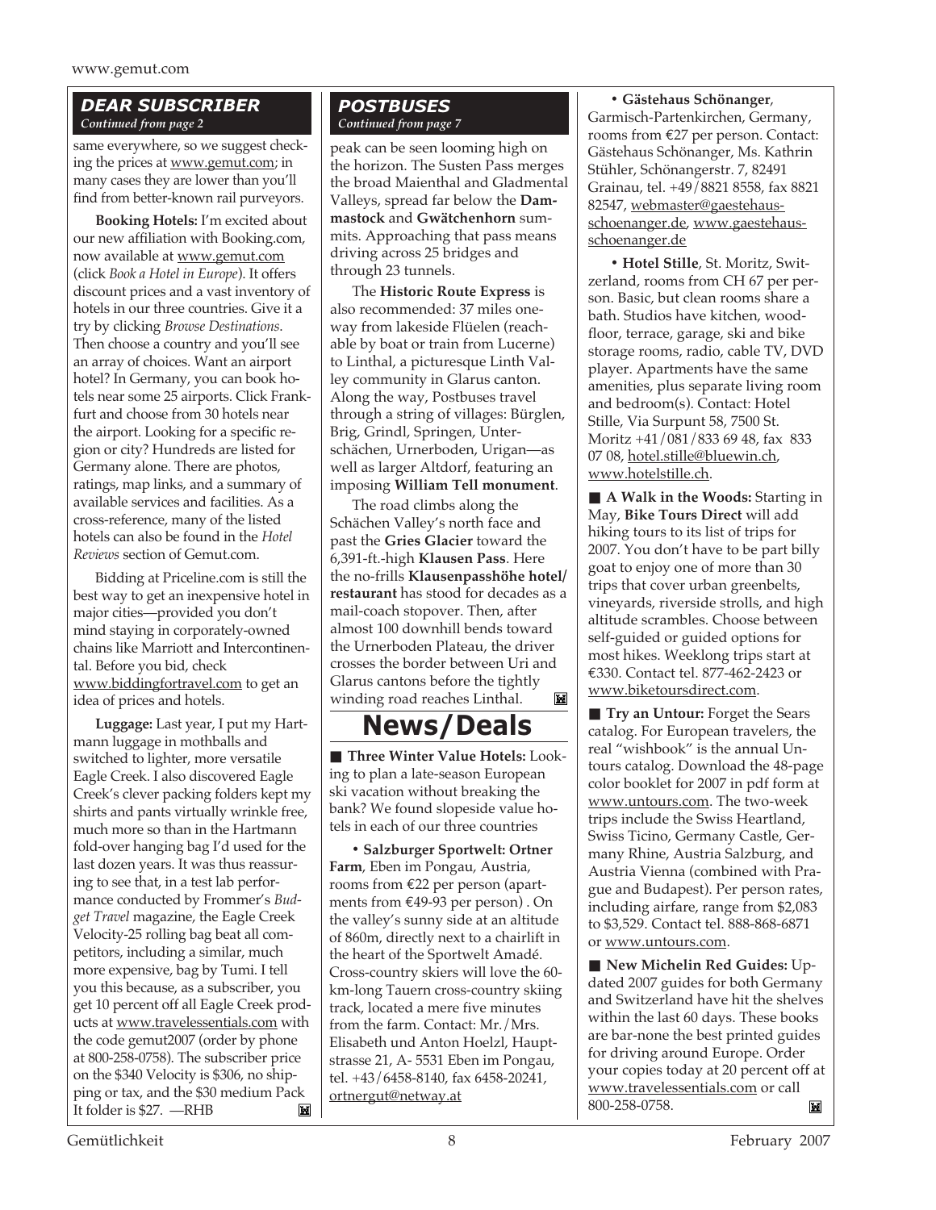## DEAR SUBSCRIBER

*Continued from page 2*

same everywhere, so we suggest checking the prices at www.gemut.com; in many cases they are lower than you'll find from better-known rail purveyors.

**Booking Hotels:** I'm excited about our new affiliation with Booking.com, now available at www.gemut.com (click *Book a Hotel in Europe*). It offers discount prices and a vast inventory of hotels in our three countries. Give it a try by clicking *Browse Destinations.* Then choose a country and you'll see an array of choices. Want an airport hotel? In Germany, you can book hotels near some 25 airports. Click Frankfurt and choose from 30 hotels near the airport. Looking for a specific region or city? Hundreds are listed for Germany alone. There are photos, ratings, map links, and a summary of available services and facilities. As a cross-reference, many of the listed hotels can also be found in the *Hotel Reviews* section of Gemut.com.

Bidding at Priceline.com is still the best way to get an inexpensive hotel in major cities—provided you don't mind staying in corporately-owned chains like Marriott and Intercontinental. Before you bid, check www.biddingfortravel.com to get an idea of prices and hotels.

**Luggage:** Last year, I put my Hartmann luggage in mothballs and switched to lighter, more versatile Eagle Creek. I also discovered Eagle Creek's clever packing folders kept my shirts and pants virtually wrinkle free, much more so than in the Hartmann fold-over hanging bag I'd used for the last dozen years. It was thus reassuring to see that, in a test lab performance conducted by Frommer's *Budget Travel* magazine, the Eagle Creek Velocity-25 rolling bag beat all competitors, including a similar, much more expensive, bag by Tumi. I tell you this because, as a subscriber, you get 10 percent off all Eagle Creek products at www.travelessentials.com with the code gemut2007 (order by phone at 800-258-0758). The subscriber price on the $340 Velocity is $306, no shipping or tax, and the $30 medium Pack It folder is $27. —RHB

## POSTBUSES

*Continued from page 7*

peak can be seen looming high on the horizon. The Susten Pass merges the broad Maienthal and Gladmental Valleys, spread far below the **Dammastock** and **Gwätchenhorn** summits. Approaching that pass means driving across 25 bridges and through 23 tunnels.

The **Historic Route Express** is also recommended: 37 miles one-way from lakeside Flüelen (reachable by boat or train from Lucerne) to Linthal, a picturesque Linth Valley community in Glarus canton. Along the way, Postbuses travel through a string of villages: Bürglen, Brig, Grindl, Springen, Unterschächen, Urnerboden, Urigan—as well as larger Altdorf, featuring an imposing **William Tell monument**.

The road climbs along the Schächen Valley's north face and past the **Gries Glacier** toward the 6,391-ft.-high **Klausen Pass**. Here the no-frills **Klausenpasshöhe hotel/restaurant** has stood for decades as a mail-coach stopover. Then, after almost 100 downhill bends toward the Urnerboden Plateau, the driver crosses the border between Uri and Glarus cantons before the tightly winding road reaches Linthal.

# News/Deals

■ **Three Winter Value Hotels:** Looking to plan a late-season European ski vacation without breaking the bank? We found slopeside value hotels in each of our three countries

• **Salzburger Sportwelt: Ortner Farm**, Eben im Pongau, Austria, rooms from €22 per person (apartments from €49-93 per person) . On the valley's sunny side at an altitude of 860m, directly next to a chairlift in the heart of the Sportwelt Amadé. Cross-country skiers will love the 60-km-long Tauern cross-country skiing track, located a mere five minutes from the farm. Contact: Mr./Mrs. Elisabeth und Anton Hoelzl, Hauptstrasse 21, A- 5531 Eben im Pongau, tel. +43/6458-8140, fax 6458-20241, ortnergut@netway.at

• **Gästehaus Schönanger**, Garmisch-Partenkirchen, Germany, rooms from €27 per person. Contact: Gästehaus Schönanger, Ms. Kathrin Stühler, Schönangerstr. 7, 82491 Grainau, tel. +49/8821 8558, fax 8821 82547, webmaster@gaestehaus-schoenanger.de, www.gaestehaus-schoenanger.de

• **Hotel Stille**, St. Moritz, Switzerland, rooms from CH 67 per person. Basic, but clean rooms share a bath. Studios have kitchen, wood-floor, terrace, garage, ski and bike storage rooms, radio, cable TV, DVD player. Apartments have the same amenities, plus separate living room and bedroom(s). Contact: Hotel Stille, Via Surpunt 58, 7500 St. Moritz +41/081/833 69 48, fax 833 07 08, hotel.stille@bluewin.ch, www.hotelstille.ch.

■ **A Walk in the Woods:** Starting in May, **Bike Tours Direct** will add hiking tours to its list of trips for 2007. You don't have to be part billy goat to enjoy one of more than 30 trips that cover urban greenbelts, vineyards, riverside strolls, and high altitude scrambles. Choose between self-guided or guided options for most hikes. Weeklong trips start at €330. Contact tel. 877-462-2423 or www.biketoursdirect.com.

■ **Try an Untour:** Forget the Sears catalog. For European travelers, the real "wishbook" is the annual Untours catalog. Download the 48-page color booklet for 2007 in pdf form at www.untours.com. The two-week trips include the Swiss Heartland, Swiss Ticino, Germany Castle, Germany Rhine, Austria Salzburg, and Austria Vienna (combined with Prague and Budapest). Per person rates, including airfare, range from $2,083 to $3,529. Contact tel. 888-868-6871 or www.untours.com.

■ **New Michelin Red Guides:** Updated 2007 guides for both Germany and Switzerland have hit the shelves within the last 60 days. These books are bar-none the best printed guides for driving around Europe. Order your copies today at 20 percent off at www.travelessentials.com or call 800-258-0758.